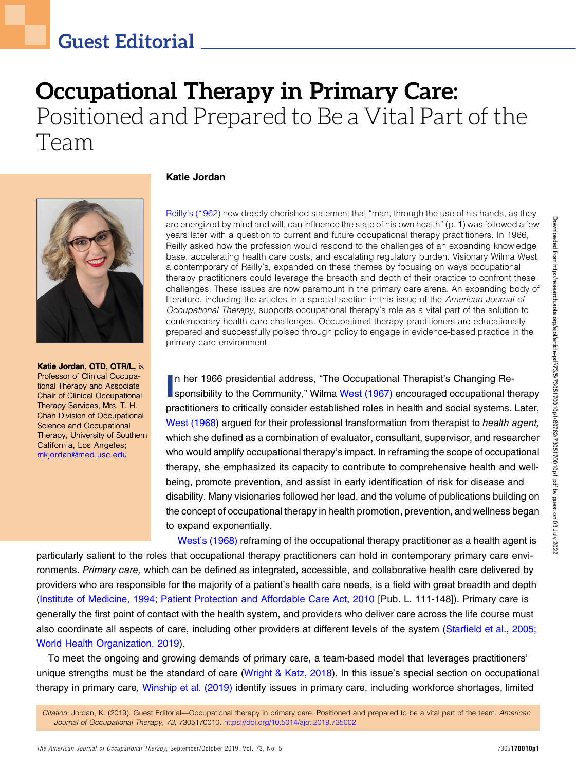Guest Editorial

# Occupational Therapy in Primary Care: Positioned and Prepared to Be a Vital Part of the Team

**Katie Jordan**

Reilly's (1962) now deeply cherished statement that "man, through the use of his hands, as they are energized by mind and will, can influence the state of his own health" (p. 1) was followed a few years later with a question to current and future occupational therapy practitioners. In 1966, Reilly asked how the profession would respond to the challenges of an expanding knowledge base, accelerating health care costs, and escalating regulatory burden. Visionary Wilma West, a contemporary of Reilly's, expanded on these themes by focusing on ways occupational therapy practitioners could leverage the breadth and depth of their practice to confront these challenges. These issues are now paramount in the primary care arena. An expanding body of literature, including the articles in a special section in this issue of the *American Journal of Occupational Therapy,* supports occupational therapy's role as a vital part of the solution to contemporary health care challenges. Occupational therapy practitioners are educationally prepared and successfully poised through policy to engage in evidence-based practice in the primary care environment.

**Katie Jordan, OTD, OTR/L,** is Professor of Clinical Occupational Therapy and Associate Chair of Clinical Occupational Therapy Services, Mrs. T. H. Chan Division of Occupational Science and Occupational Therapy, University of Southern California, Los Angeles; mkjordan@med.usc.edu

In her 1966 presidential address, "The Occupational Therapist's Changing Responsibility to the Community," Wilma West (1967) encouraged occupational therapy practitioners to critically consider established roles in health and social systems. Later, West (1968) argued for their professional transformation from therapist to *health agent,* which she defined as a combination of evaluator, consultant, supervisor, and researcher who would amplify occupational therapy's impact. In reframing the scope of occupational therapy, she emphasized its capacity to contribute to comprehensive health and well-being, promote prevention, and assist in early identification of risk for disease and disability. Many visionaries followed her lead, and the volume of publications building on the concept of occupational therapy in health promotion, prevention, and wellness began to expand exponentially.

West's (1968) reframing of the occupational therapy practitioner as a health agent is particularly salient to the roles that occupational therapy practitioners can hold in contemporary primary care environments. *Primary care,* which can be defined as integrated, accessible, and collaborative health care delivered by providers who are responsible for the majority of a patient's health care needs, is a field with great breadth and depth (Institute of Medicine, 1994; Patient Protection and Affordable Care Act, 2010 [Pub. L. 111-148]). Primary care is generally the first point of contact with the health system, and providers who deliver care across the life course must also coordinate all aspects of care, including other providers at different levels of the system (Starfield et al., 2005; World Health Organization, 2019).

To meet the ongoing and growing demands of primary care, a team-based model that leverages practitioners' unique strengths must be the standard of care (Wright & Katz, 2018). In this issue's special section on occupational therapy in primary care, Winship et al. (2019) identify issues in primary care, including workforce shortages, limited

*Citation:* Jordan, K. (2019). Guest Editorial—Occupational therapy in primary care: Positioned and prepared to be a vital part of the team. *American Journal of Occupational Therapy, 73,* 7305170010. https://doi.org/10.5014/ajot.2019.735002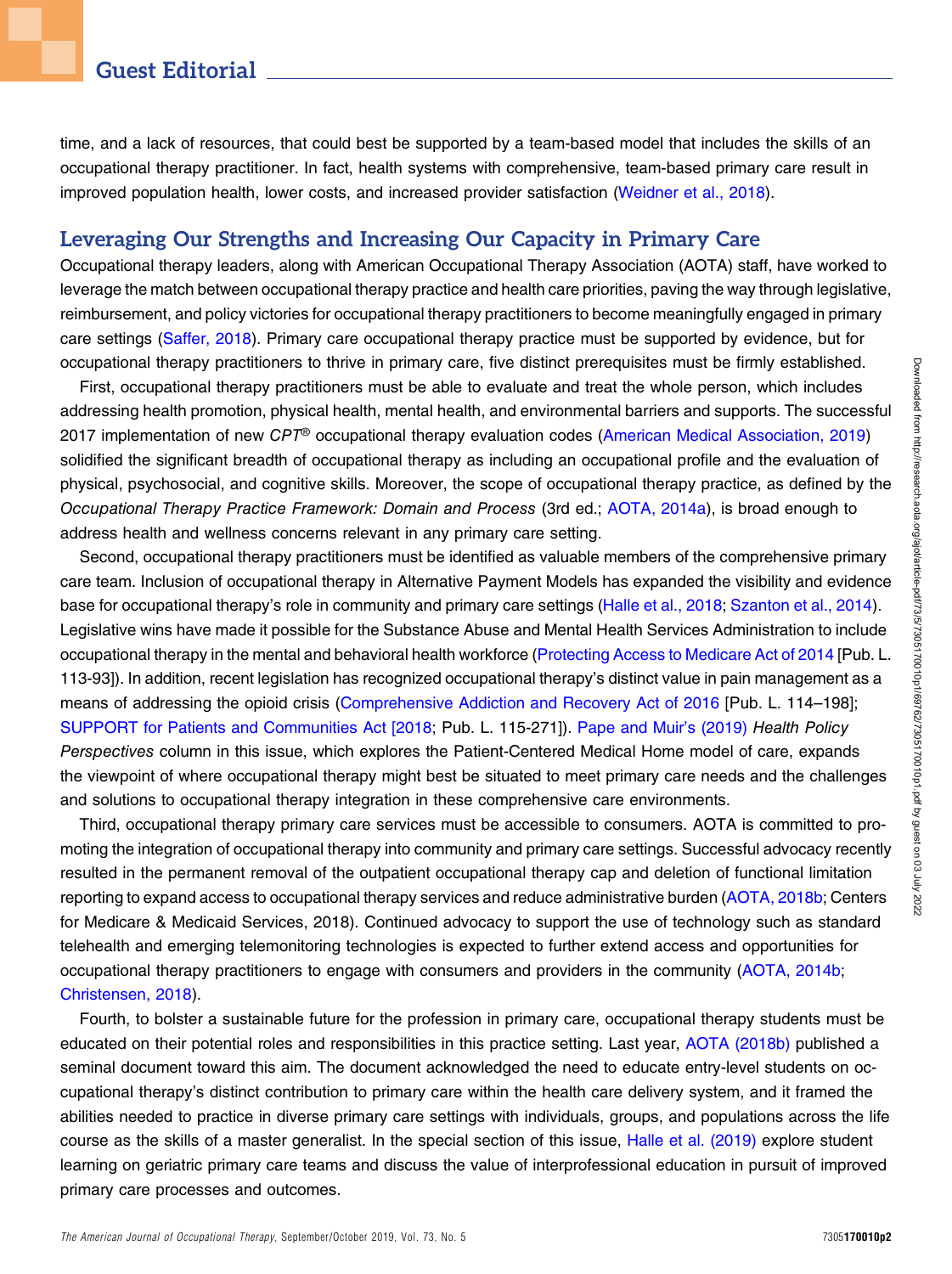time, and a lack of resources, that could best be supported by a team-based model that includes the skills of an occupational therapy practitioner. In fact, health systems with comprehensive, team-based primary care result in improved population health, lower costs, and increased provider satisfaction (Weidner et al., 2018).

## Leveraging Our Strengths and Increasing Our Capacity in Primary Care

Occupational therapy leaders, along with American Occupational Therapy Association (AOTA) staff, have worked to leverage the match between occupational therapy practice and health care priorities, paving the way through legislative, reimbursement, and policy victories for occupational therapy practitioners to become meaningfully engaged in primary care settings (Saffer, 2018). Primary care occupational therapy practice must be supported by evidence, but for occupational therapy practitioners to thrive in primary care, five distinct prerequisites must be firmly established.

First, occupational therapy practitioners must be able to evaluate and treat the whole person, which includes addressing health promotion, physical health, mental health, and environmental barriers and supports. The successful 2017 implementation of new *CPT*® occupational therapy evaluation codes (American Medical Association, 2019) solidified the significant breadth of occupational therapy as including an occupational profile and the evaluation of physical, psychosocial, and cognitive skills. Moreover, the scope of occupational therapy practice, as defined by the *Occupational Therapy Practice Framework: Domain and Process* (3rd ed.; AOTA, 2014a), is broad enough to address health and wellness concerns relevant in any primary care setting.

Second, occupational therapy practitioners must be identified as valuable members of the comprehensive primary care team. Inclusion of occupational therapy in Alternative Payment Models has expanded the visibility and evidence base for occupational therapy's role in community and primary care settings (Halle et al., 2018; Szanton et al., 2014). Legislative wins have made it possible for the Substance Abuse and Mental Health Services Administration to include occupational therapy in the mental and behavioral health workforce (Protecting Access to Medicare Act of 2014 [Pub. L. 113-93]). In addition, recent legislation has recognized occupational therapy's distinct value in pain management as a means of addressing the opioid crisis (Comprehensive Addiction and Recovery Act of 2016 [Pub. L. 114–198]; SUPPORT for Patients and Communities Act [2018; Pub. L. 115-271]). Pape and Muir's (2019) *Health Policy Perspectives* column in this issue, which explores the Patient-Centered Medical Home model of care, expands the viewpoint of where occupational therapy might best be situated to meet primary care needs and the challenges and solutions to occupational therapy integration in these comprehensive care environments.

Third, occupational therapy primary care services must be accessible to consumers. AOTA is committed to promoting the integration of occupational therapy into community and primary care settings. Successful advocacy recently resulted in the permanent removal of the outpatient occupational therapy cap and deletion of functional limitation reporting to expand access to occupational therapy services and reduce administrative burden (AOTA, 2018b; Centers for Medicare & Medicaid Services, 2018). Continued advocacy to support the use of technology such as standard telehealth and emerging telemonitoring technologies is expected to further extend access and opportunities for occupational therapy practitioners to engage with consumers and providers in the community (AOTA, 2014b; Christensen, 2018).

Fourth, to bolster a sustainable future for the profession in primary care, occupational therapy students must be educated on their potential roles and responsibilities in this practice setting. Last year, AOTA (2018b) published a seminal document toward this aim. The document acknowledged the need to educate entry-level students on occupational therapy's distinct contribution to primary care within the health care delivery system, and it framed the abilities needed to practice in diverse primary care settings with individuals, groups, and populations across the life course as the skills of a master generalist. In the special section of this issue, Halle et al. (2019) explore student learning on geriatric primary care teams and discuss the value of interprofessional education in pursuit of improved primary care processes and outcomes.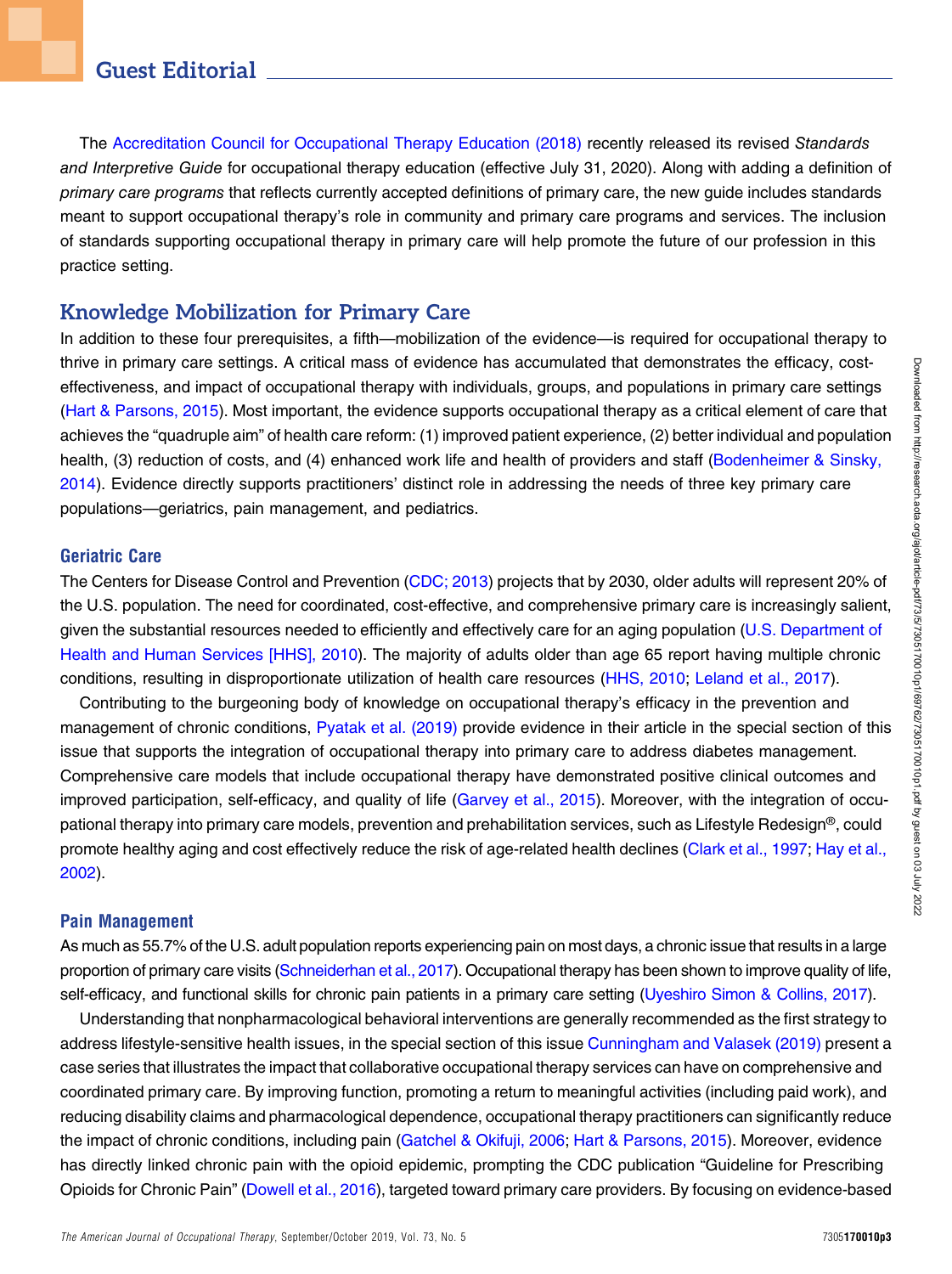The Accreditation Council for Occupational Therapy Education (2018) recently released its revised *Standards and Interpretive Guide* for occupational therapy education (effective July 31, 2020). Along with adding a definition of *primary care programs* that reflects currently accepted definitions of primary care, the new guide includes standards meant to support occupational therapy's role in community and primary care programs and services. The inclusion of standards supporting occupational therapy in primary care will help promote the future of our profession in this practice setting.

## Knowledge Mobilization for Primary Care

In addition to these four prerequisites, a fifth—mobilization of the evidence—is required for occupational therapy to thrive in primary care settings. A critical mass of evidence has accumulated that demonstrates the efficacy, cost-effectiveness, and impact of occupational therapy with individuals, groups, and populations in primary care settings (Hart & Parsons, 2015). Most important, the evidence supports occupational therapy as a critical element of care that achieves the "quadruple aim" of health care reform: (1) improved patient experience, (2) better individual and population health, (3) reduction of costs, and (4) enhanced work life and health of providers and staff (Bodenheimer & Sinsky, 2014). Evidence directly supports practitioners' distinct role in addressing the needs of three key primary care populations—geriatrics, pain management, and pediatrics.

### Geriatric Care

The Centers for Disease Control and Prevention (CDC; 2013) projects that by 2030, older adults will represent 20% of the U.S. population. The need for coordinated, cost-effective, and comprehensive primary care is increasingly salient, given the substantial resources needed to efficiently and effectively care for an aging population (U.S. Department of Health and Human Services [HHS], 2010). The majority of adults older than age 65 report having multiple chronic conditions, resulting in disproportionate utilization of health care resources (HHS, 2010; Leland et al., 2017).

Contributing to the burgeoning body of knowledge on occupational therapy's efficacy in the prevention and management of chronic conditions, Pyatak et al. (2019) provide evidence in their article in the special section of this issue that supports the integration of occupational therapy into primary care to address diabetes management. Comprehensive care models that include occupational therapy have demonstrated positive clinical outcomes and improved participation, self-efficacy, and quality of life (Garvey et al., 2015). Moreover, with the integration of occupational therapy into primary care models, prevention and prehabilitation services, such as Lifestyle Redesign®, could promote healthy aging and cost effectively reduce the risk of age-related health declines (Clark et al., 1997; Hay et al., 2002).

### Pain Management

As much as 55.7% of the U.S. adult population reports experiencing pain on most days, a chronic issue that results in a large proportion of primary care visits (Schneiderhan et al., 2017). Occupational therapy has been shown to improve quality of life, self-efficacy, and functional skills for chronic pain patients in a primary care setting (Uyeshiro Simon & Collins, 2017).

Understanding that nonpharmacological behavioral interventions are generally recommended as the first strategy to address lifestyle-sensitive health issues, in the special section of this issue Cunningham and Valasek (2019) present a case series that illustrates the impact that collaborative occupational therapy services can have on comprehensive and coordinated primary care. By improving function, promoting a return to meaningful activities (including paid work), and reducing disability claims and pharmacological dependence, occupational therapy practitioners can significantly reduce the impact of chronic conditions, including pain (Gatchel & Okifuji, 2006; Hart & Parsons, 2015). Moreover, evidence has directly linked chronic pain with the opioid epidemic, prompting the CDC publication "Guideline for Prescribing Opioids for Chronic Pain" (Dowell et al., 2016), targeted toward primary care providers. By focusing on evidence-based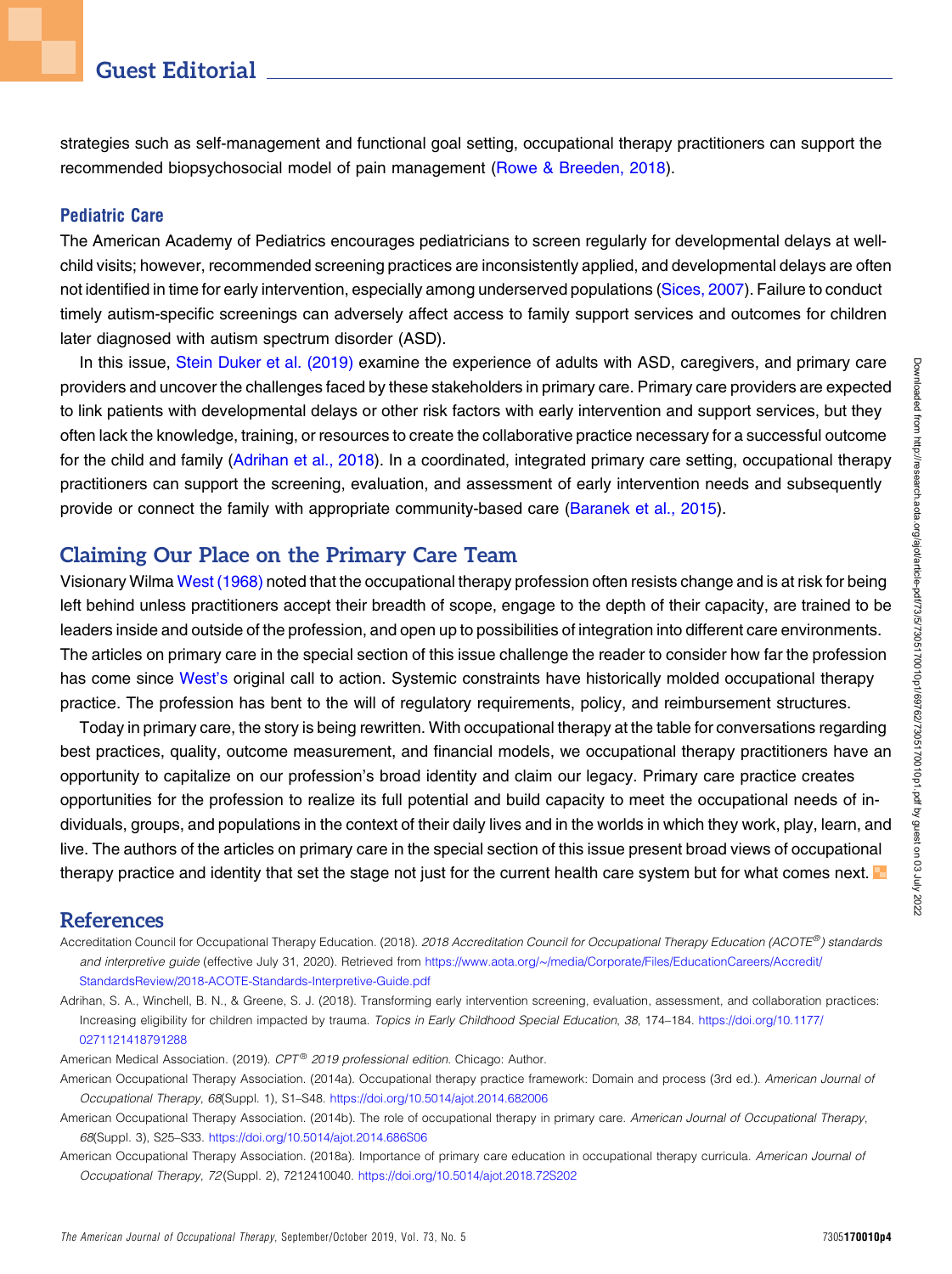strategies such as self-management and functional goal setting, occupational therapy practitioners can support the recommended biopsychosocial model of pain management (Rowe & Breeden, 2018).

### Pediatric Care

The American Academy of Pediatrics encourages pediatricians to screen regularly for developmental delays at well-child visits; however, recommended screening practices are inconsistently applied, and developmental delays are often not identified in time for early intervention, especially among underserved populations (Sices, 2007). Failure to conduct timely autism-specific screenings can adversely affect access to family support services and outcomes for children later diagnosed with autism spectrum disorder (ASD).

In this issue, Stein Duker et al. (2019) examine the experience of adults with ASD, caregivers, and primary care providers and uncover the challenges faced by these stakeholders in primary care. Primary care providers are expected to link patients with developmental delays or other risk factors with early intervention and support services, but they often lack the knowledge, training, or resources to create the collaborative practice necessary for a successful outcome for the child and family (Adrihan et al., 2018). In a coordinated, integrated primary care setting, occupational therapy practitioners can support the screening, evaluation, and assessment of early intervention needs and subsequently provide or connect the family with appropriate community-based care (Baranek et al., 2015).

## Claiming Our Place on the Primary Care Team

Visionary Wilma West (1968) noted that the occupational therapy profession often resists change and is at risk for being left behind unless practitioners accept their breadth of scope, engage to the depth of their capacity, are trained to be leaders inside and outside of the profession, and open up to possibilities of integration into different care environments. The articles on primary care in the special section of this issue challenge the reader to consider how far the profession has come since West's original call to action. Systemic constraints have historically molded occupational therapy practice. The profession has bent to the will of regulatory requirements, policy, and reimbursement structures.

Today in primary care, the story is being rewritten. With occupational therapy at the table for conversations regarding best practices, quality, outcome measurement, and financial models, we occupational therapy practitioners have an opportunity to capitalize on our profession's broad identity and claim our legacy. Primary care practice creates opportunities for the profession to realize its full potential and build capacity to meet the occupational needs of individuals, groups, and populations in the context of their daily lives and in the worlds in which they work, play, learn, and live. The authors of the articles on primary care in the special section of this issue present broad views of occupational therapy practice and identity that set the stage not just for the current health care system but for what comes next.

## References

Accreditation Council for Occupational Therapy Education. (2018). *2018 Accreditation Council for Occupational Therapy Education (ACOTE®) standards and interpretive guide* (effective July 31, 2020). Retrieved from https://www.aota.org/~/media/Corporate/Files/EducationCareers/Accredit/StandardsReview/2018-ACOTE-Standards-Interpretive-Guide.pdf

Adrihan, S. A., Winchell, B. N., & Greene, S. J. (2018). Transforming early intervention screening, evaluation, assessment, and collaboration practices: Increasing eligibility for children impacted by trauma. *Topics in Early Childhood Special Education*, *38*, 174–184. https://doi.org/10.1177/0271121418791288

American Medical Association. (2019). *CPT® 2019 professional edition.* Chicago: Author.

American Occupational Therapy Association. (2014a). Occupational therapy practice framework: Domain and process (3rd ed.). *American Journal of Occupational Therapy*, *68*(Suppl. 1), S1–S48. https://doi.org/10.5014/ajot.2014.682006

American Occupational Therapy Association. (2014b). The role of occupational therapy in primary care. *American Journal of Occupational Therapy*, *68*(Suppl. 3), S25–S33. https://doi.org/10.5014/ajot.2014.686S06

American Occupational Therapy Association. (2018a). Importance of primary care education in occupational therapy curricula. *American Journal of Occupational Therapy*, *72*(Suppl. 2), 7212410040. https://doi.org/10.5014/ajot.2018.72S202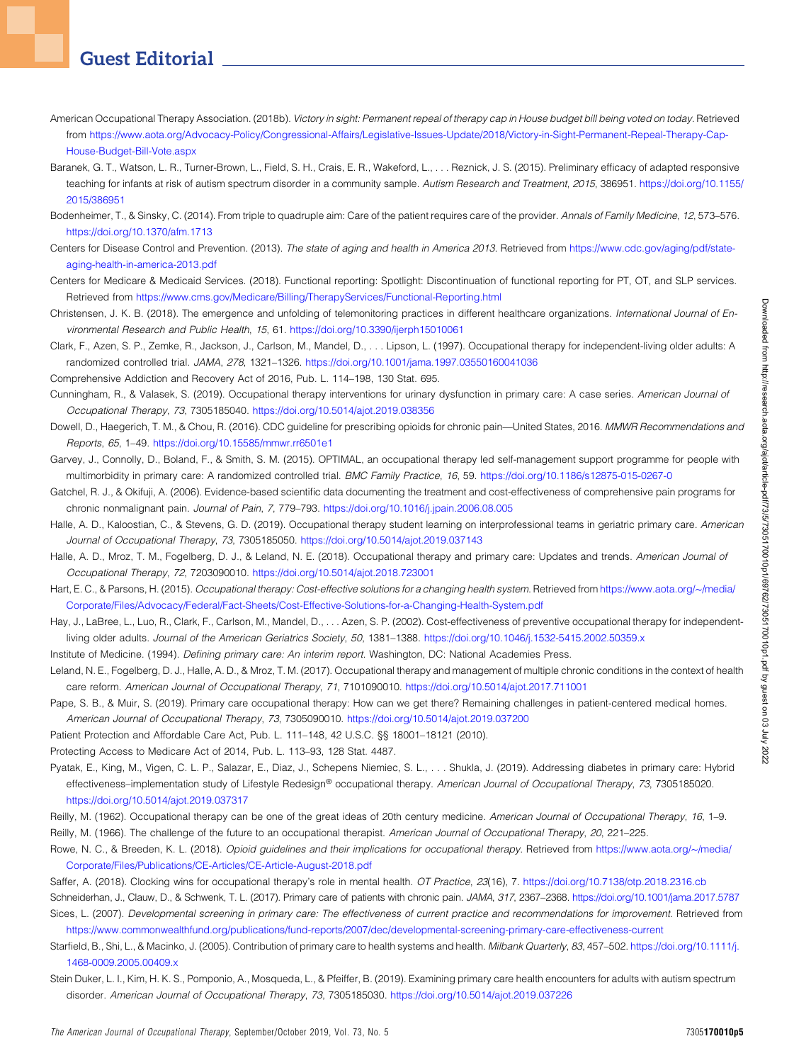American Occupational Therapy Association. (2018b). *Victory in sight: Permanent repeal of therapy cap in House budget bill being voted on today.* Retrieved from https://www.aota.org/Advocacy-Policy/Congressional-Affairs/Legislative-Issues-Update/2018/Victory-in-Sight-Permanent-Repeal-Therapy-Cap-House-Budget-Bill-Vote.aspx

Baranek, G. T., Watson, L. R., Turner-Brown, L., Field, S. H., Crais, E. R., Wakeford, L., . . . Reznick, J. S. (2015). Preliminary efficacy of adapted responsive teaching for infants at risk of autism spectrum disorder in a community sample. *Autism Research and Treatment*, *2015*, 386951. https://doi.org/10.1155/2015/386951

Bodenheimer, T., & Sinsky, C. (2014). From triple to quadruple aim: Care of the patient requires care of the provider. *Annals of Family Medicine*, *12*, 573–576. https://doi.org/10.1370/afm.1713

Centers for Disease Control and Prevention. (2013). *The state of aging and health in America 2013.* Retrieved from https://www.cdc.gov/aging/pdf/state-aging-health-in-america-2013.pdf

Centers for Medicare & Medicaid Services. (2018). Functional reporting: Spotlight: Discontinuation of functional reporting for PT, OT, and SLP services. Retrieved from https://www.cms.gov/Medicare/Billing/TherapyServices/Functional-Reporting.html

Christensen, J. K. B. (2018). The emergence and unfolding of telemonitoring practices in different healthcare organizations. *International Journal of Environmental Research and Public Health*, *15*, 61. https://doi.org/10.3390/ijerph15010061

Clark, F., Azen, S. P., Zemke, R., Jackson, J., Carlson, M., Mandel, D., . . . Lipson, L. (1997). Occupational therapy for independent-living older adults: A randomized controlled trial. *JAMA*, *278*, 1321–1326. https://doi.org/10.1001/jama.1997.03550160041036

Comprehensive Addiction and Recovery Act of 2016, Pub. L. 114–198, 130 Stat. 695.

Cunningham, R., & Valasek, S. (2019). Occupational therapy interventions for urinary dysfunction in primary care: A case series. *American Journal of Occupational Therapy*, *73*, 7305185040. https://doi.org/10.5014/ajot.2019.038356

Dowell, D., Haegerich, T. M., & Chou, R. (2016). CDC guideline for prescribing opioids for chronic pain—United States, 2016. *MMWR Recommendations and Reports*, *65*, 1–49. https://doi.org/10.15585/mmwr.rr6501e1

Garvey, J., Connolly, D., Boland, F., & Smith, S. M. (2015). OPTIMAL, an occupational therapy led self-management support programme for people with multimorbidity in primary care: A randomized controlled trial. *BMC Family Practice*, *16*, 59. https://doi.org/10.1186/s12875-015-0267-0

Gatchel, R. J., & Okifuji, A. (2006). Evidence-based scientific data documenting the treatment and cost-effectiveness of comprehensive pain programs for chronic nonmalignant pain. *Journal of Pain*, *7*, 779–793. https://doi.org/10.1016/j.jpain.2006.08.005

Halle, A. D., Kaloostian, C., & Stevens, G. D. (2019). Occupational therapy student learning on interprofessional teams in geriatric primary care. *American Journal of Occupational Therapy*, *73*, 7305185050. https://doi.org/10.5014/ajot.2019.037143

Halle, A. D., Mroz, T. M., Fogelberg, D. J., & Leland, N. E. (2018). Occupational therapy and primary care: Updates and trends. *American Journal of Occupational Therapy*, *72*, 7203090010. https://doi.org/10.5014/ajot.2018.723001

Hart, E. C., & Parsons, H. (2015). *Occupational therapy: Cost-effective solutions for a changing health system.* Retrieved from https://www.aota.org/~/media/Corporate/Files/Advocacy/Federal/Fact-Sheets/Cost-Effective-Solutions-for-a-Changing-Health-System.pdf

Hay, J., LaBree, L., Luo, R., Clark, F., Carlson, M., Mandel, D., . . . Azen, S. P. (2002). Cost-effectiveness of preventive occupational therapy for independent-living older adults. *Journal of the American Geriatrics Society*, *50*, 1381–1388. https://doi.org/10.1046/j.1532-5415.2002.50359.x

Institute of Medicine. (1994). *Defining primary care: An interim report.* Washington, DC: National Academies Press.

Leland, N. E., Fogelberg, D. J., Halle, A. D., & Mroz, T. M. (2017). Occupational therapy and management of multiple chronic conditions in the context of health care reform. *American Journal of Occupational Therapy*, *71*, 7101090010. https://doi.org/10.5014/ajot.2017.711001

Pape, S. B., & Muir, S. (2019). Primary care occupational therapy: How can we get there? Remaining challenges in patient-centered medical homes. *American Journal of Occupational Therapy*, *73*, 7305090010. https://doi.org/10.5014/ajot.2019.037200

Patient Protection and Affordable Care Act, Pub. L. 111–148, 42 U.S.C. §§ 18001–18121 (2010).

Protecting Access to Medicare Act of 2014, Pub. L. 113–93, 128 Stat. 4487.

Pyatak, E., King, M., Vigen, C. L. P., Salazar, E., Diaz, J., Schepens Niemiec, S. L., . . . Shukla, J. (2019). Addressing diabetes in primary care: Hybrid effectiveness–implementation study of Lifestyle Redesign® occupational therapy. *American Journal of Occupational Therapy*, *73*, 7305185020. https://doi.org/10.5014/ajot.2019.037317

Reilly, M. (1962). Occupational therapy can be one of the great ideas of 20th century medicine. *American Journal of Occupational Therapy*, *16*, 1–9.

Reilly, M. (1966). The challenge of the future to an occupational therapist. *American Journal of Occupational Therapy*, *20*, 221–225.

Rowe, N. C., & Breeden, K. L. (2018). *Opioid guidelines and their implications for occupational therapy.* Retrieved from https://www.aota.org/~/media/Corporate/Files/Publications/CE-Articles/CE-Article-August-2018.pdf

Saffer, A. (2018). Clocking wins for occupational therapy's role in mental health. *OT Practice*, *23*(16), 7. https://doi.org/10.7138/otp.2018.2316.cb

Schneiderhan, J., Clauw, D., & Schwenk, T. L. (2017). Primary care of patients with chronic pain. *JAMA*, *317*, 2367–2368. https://doi.org/10.1001/jama.2017.5787

Sices, L. (2007). *Developmental screening in primary care: The effectiveness of current practice and recommendations for improvement.* Retrieved from https://www.commonwealthfund.org/publications/fund-reports/2007/dec/developmental-screening-primary-care-effectiveness-current

Starfield, B., Shi, L., & Macinko, J. (2005). Contribution of primary care to health systems and health. *Milbank Quarterly*, *83*, 457–502. https://doi.org/10.1111/j.1468-0009.2005.00409.x

Stein Duker, L. I., Kim, H. K. S., Pomponio, A., Mosqueda, L., & Pfeiffer, B. (2019). Examining primary care health encounters for adults with autism spectrum disorder. *American Journal of Occupational Therapy*, *73*, 7305185030. https://doi.org/10.5014/ajot.2019.037226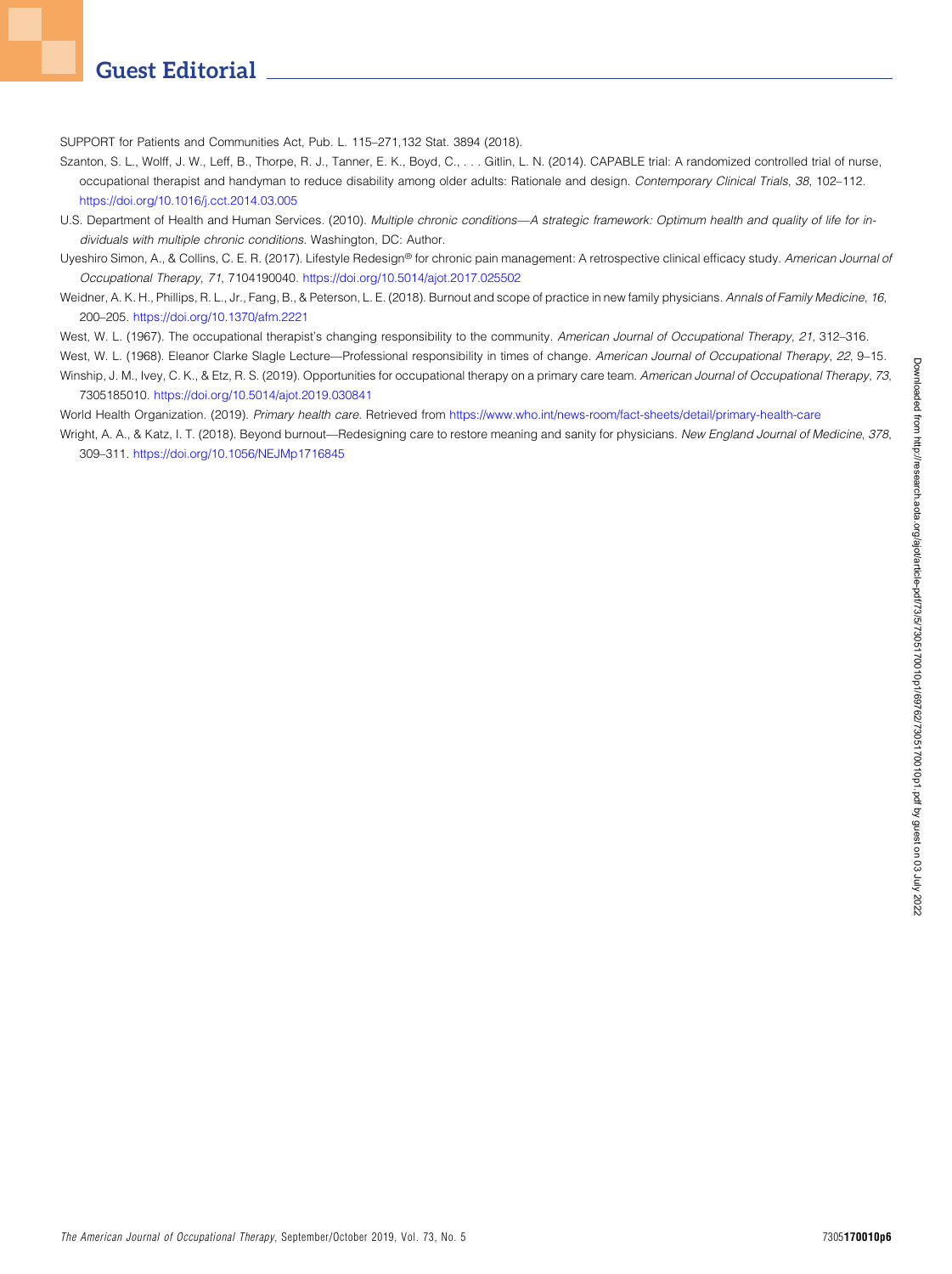SUPPORT for Patients and Communities Act, Pub. L. 115–271,132 Stat. 3894 (2018).

Szanton, S. L., Wolff, J. W., Leff, B., Thorpe, R. J., Tanner, E. K., Boyd, C., . . . Gitlin, L. N. (2014). CAPABLE trial: A randomized controlled trial of nurse, occupational therapist and handyman to reduce disability among older adults: Rationale and design. *Contemporary Clinical Trials*, *38*, 102–112. https://doi.org/10.1016/j.cct.2014.03.005

U.S. Department of Health and Human Services. (2010). *Multiple chronic conditions—A strategic framework: Optimum health and quality of life for individuals with multiple chronic conditions.* Washington, DC: Author.

Uyeshiro Simon, A., & Collins, C. E. R. (2017). Lifestyle Redesign® for chronic pain management: A retrospective clinical efficacy study. *American Journal of Occupational Therapy*, *71*, 7104190040. https://doi.org/10.5014/ajot.2017.025502

Weidner, A. K. H., Phillips, R. L., Jr., Fang, B., & Peterson, L. E. (2018). Burnout and scope of practice in new family physicians. *Annals of Family Medicine*, *16*, 200–205. https://doi.org/10.1370/afm.2221

West, W. L. (1967). The occupational therapist's changing responsibility to the community. *American Journal of Occupational Therapy*, *21*, 312–316.

West, W. L. (1968). Eleanor Clarke Slagle Lecture—Professional responsibility in times of change. *American Journal of Occupational Therapy*, *22*, 9–15.

Winship, J. M., Ivey, C. K., & Etz, R. S. (2019). Opportunities for occupational therapy on a primary care team. *American Journal of Occupational Therapy*, *73*, 7305185010. https://doi.org/10.5014/ajot.2019.030841

World Health Organization. (2019). *Primary health care.* Retrieved from https://www.who.int/news-room/fact-sheets/detail/primary-health-care

Wright, A. A., & Katz, I. T. (2018). Beyond burnout—Redesigning care to restore meaning and sanity for physicians. *New England Journal of Medicine*, *378*, 309–311. https://doi.org/10.1056/NEJMp1716845